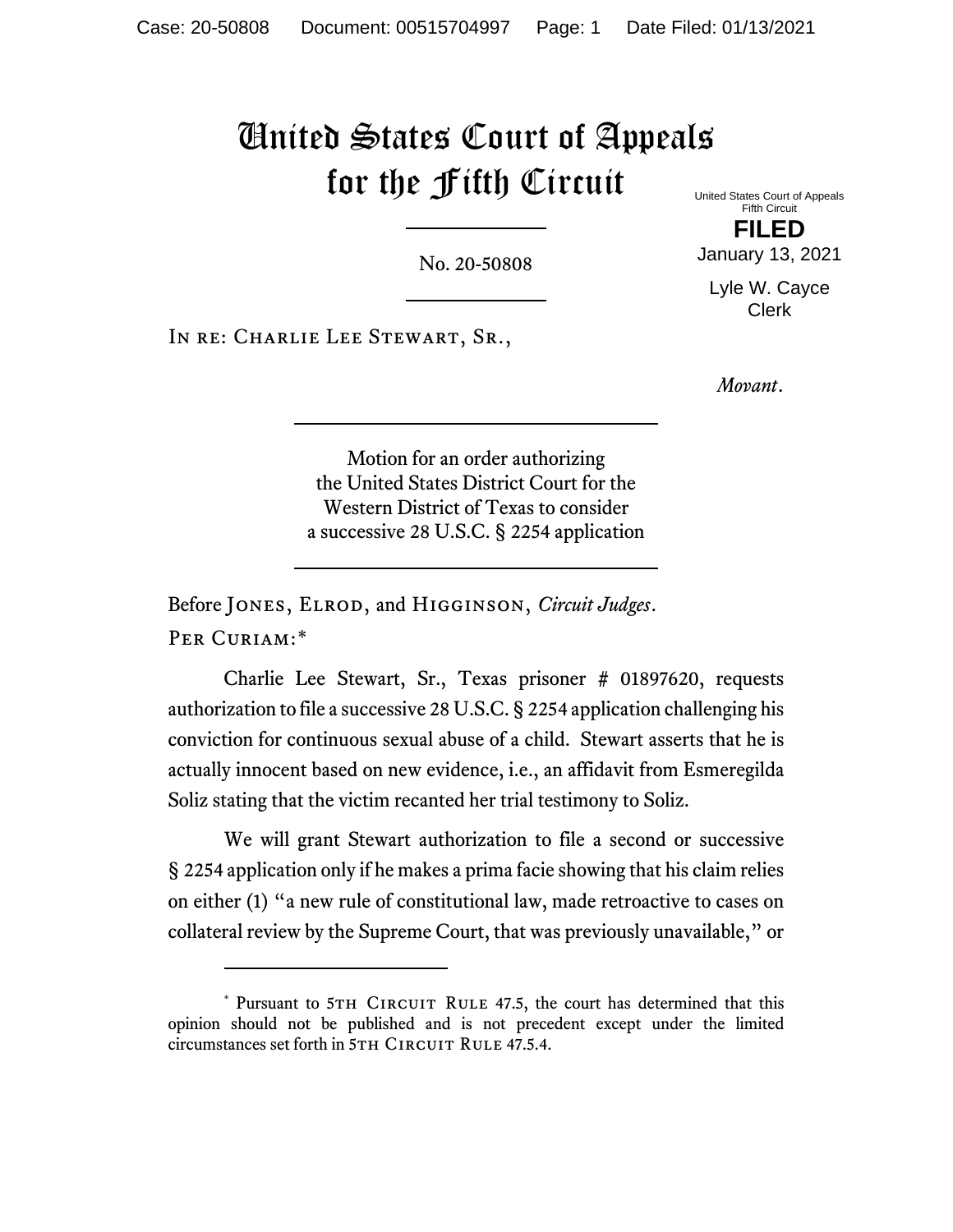# United States Court of Appeals for the Fifth Circuit

United States Court of Appeals
Fifth Circuit

**FILED**

January 13, 2021

Lyle W. Cayce
Clerk

No. 20-50808

In re: Charlie Lee Stewart, Sr.,

*Movant*.

Motion for an order authorizing the United States District Court for the Western District of Texas to consider a successive 28 U.S.C. § 2254 application

Before Jones, Elrod, and Higginson, *Circuit Judges*.

Per Curiam:*

Charlie Lee Stewart, Sr., Texas prisoner # 01897620, requests authorization to file a successive 28 U.S.C. § 2254 application challenging his conviction for continuous sexual abuse of a child. Stewart asserts that he is actually innocent based on new evidence, i.e., an affidavit from Esmeregilda Soliz stating that the victim recanted her trial testimony to Soliz.

We will grant Stewart authorization to file a second or successive § 2254 application only if he makes a prima facie showing that his claim relies on either (1) "a new rule of constitutional law, made retroactive to cases on collateral review by the Supreme Court, that was previously unavailable," or

---

* Pursuant to 5th Circuit Rule 47.5, the court has determined that this opinion should not be published and is not precedent except under the limited circumstances set forth in 5th Circuit Rule 47.5.4.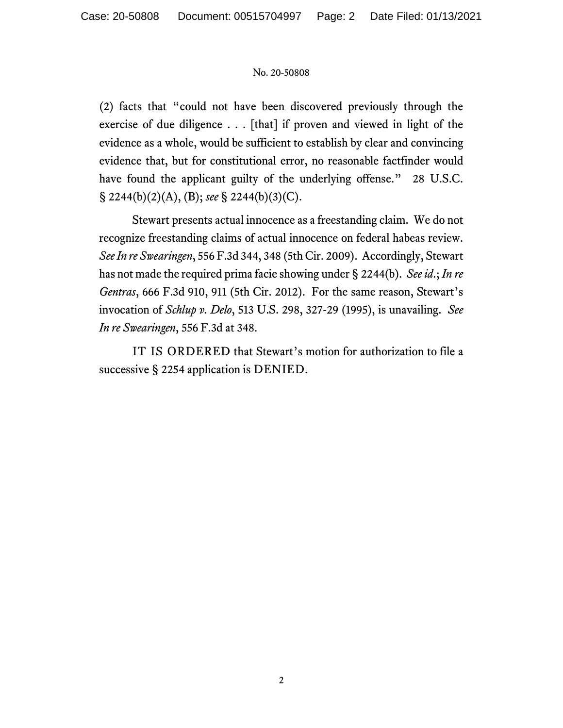(2) facts that "could not have been discovered previously through the exercise of due diligence . . . [that] if proven and viewed in light of the evidence as a whole, would be sufficient to establish by clear and convincing evidence that, but for constitutional error, no reasonable factfinder would have found the applicant guilty of the underlying offense." 28 U.S.C. § 2244(b)(2)(A), (B); *see* § 2244(b)(3)(C).

Stewart presents actual innocence as a freestanding claim. We do not recognize freestanding claims of actual innocence on federal habeas review. *See In re Swearingen*, 556 F.3d 344, 348 (5th Cir. 2009). Accordingly, Stewart has not made the required prima facie showing under § 2244(b). *See id.*; *In re Gentras*, 666 F.3d 910, 911 (5th Cir. 2012). For the same reason, Stewart's invocation of *Schlup v. Delo*, 513 U.S. 298, 327-29 (1995), is unavailing. *See In re Swearingen*, 556 F.3d at 348.

IT IS ORDERED that Stewart's motion for authorization to file a successive § 2254 application is DENIED.